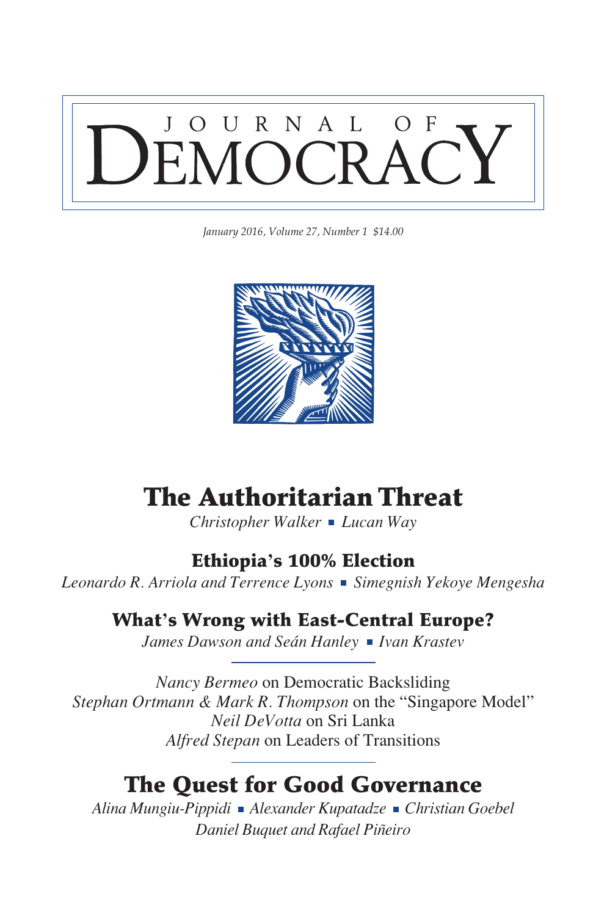# JOURNAL OF DEMOCRACY

*January 2016, Volume 27, Number 1 $14.00*

## The Authoritarian Threat

*Christopher Walker* ▪ *Lucan Way*

### Ethiopia's 100% Election

*Leonardo R. Arriola and Terrence Lyons* ▪ *Simegnish Yekoye Mengesha*

### What's Wrong with East-Central Europe?

*James Dawson and Seán Hanley* ▪ *Ivan Krastev*

---

*Nancy Bermeo* on Democratic Backsliding

*Stephan Ortmann & Mark R. Thompson* on the "Singapore Model"

*Neil DeVotta* on Sri Lanka

*Alfred Stepan* on Leaders of Transitions

---

## The Quest for Good Governance

*Alina Mungiu-Pippidi* ▪ *Alexander Kupatadze* ▪ *Christian Goebel*

*Daniel Buquet and Rafael Piñeiro*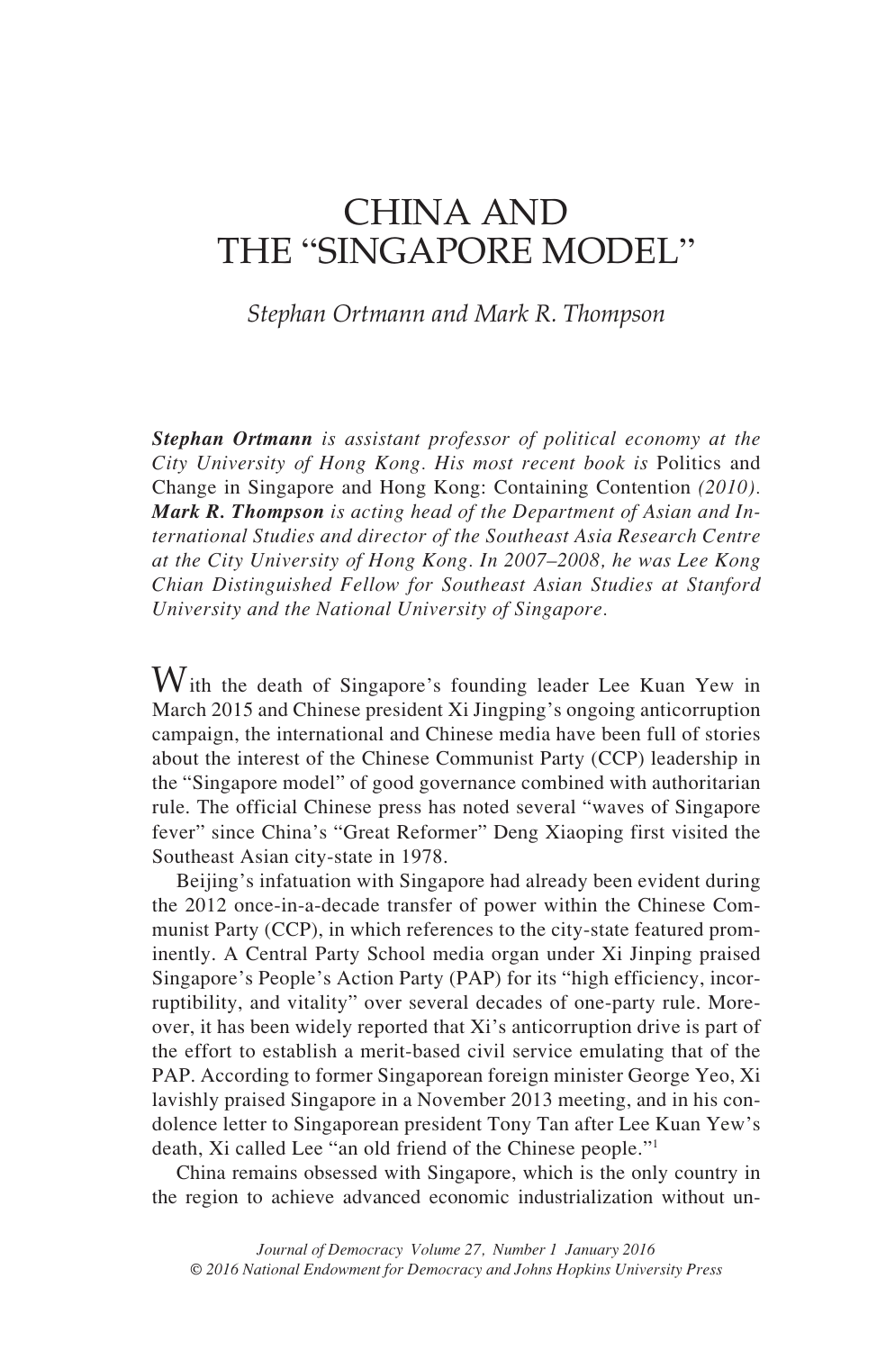# CHINA AND THE "SINGAPORE MODEL"

*Stephan Ortmann and Mark R. Thompson*

***Stephan Ortmann*** *is assistant professor of political economy at the City University of Hong Kong. His most recent book is* Politics and Change in Singapore and Hong Kong: Containing Contention *(2010).* ***Mark R. Thompson*** *is acting head of the Department of Asian and International Studies and director of the Southeast Asia Research Centre at the City University of Hong Kong. In 2007–2008, he was Lee Kong Chian Distinguished Fellow for Southeast Asian Studies at Stanford University and the National University of Singapore.*

With the death of Singapore's founding leader Lee Kuan Yew in March 2015 and Chinese president Xi Jingping's ongoing anticorruption campaign, the international and Chinese media have been full of stories about the interest of the Chinese Communist Party (CCP) leadership in the "Singapore model" of good governance combined with authoritarian rule. The official Chinese press has noted several "waves of Singapore fever" since China's "Great Reformer" Deng Xiaoping first visited the Southeast Asian city-state in 1978.

Beijing's infatuation with Singapore had already been evident during the 2012 once-in-a-decade transfer of power within the Chinese Communist Party (CCP), in which references to the city-state featured prominently. A Central Party School media organ under Xi Jinping praised Singapore's People's Action Party (PAP) for its "high efficiency, incorruptibility, and vitality" over several decades of one-party rule. Moreover, it has been widely reported that Xi's anticorruption drive is part of the effort to establish a merit-based civil service emulating that of the PAP. According to former Singaporean foreign minister George Yeo, Xi lavishly praised Singapore in a November 2013 meeting, and in his condolence letter to Singaporean president Tony Tan after Lee Kuan Yew's death, Xi called Lee "an old friend of the Chinese people."[1]

China remains obsessed with Singapore, which is the only country in the region to achieve advanced economic industrialization without un-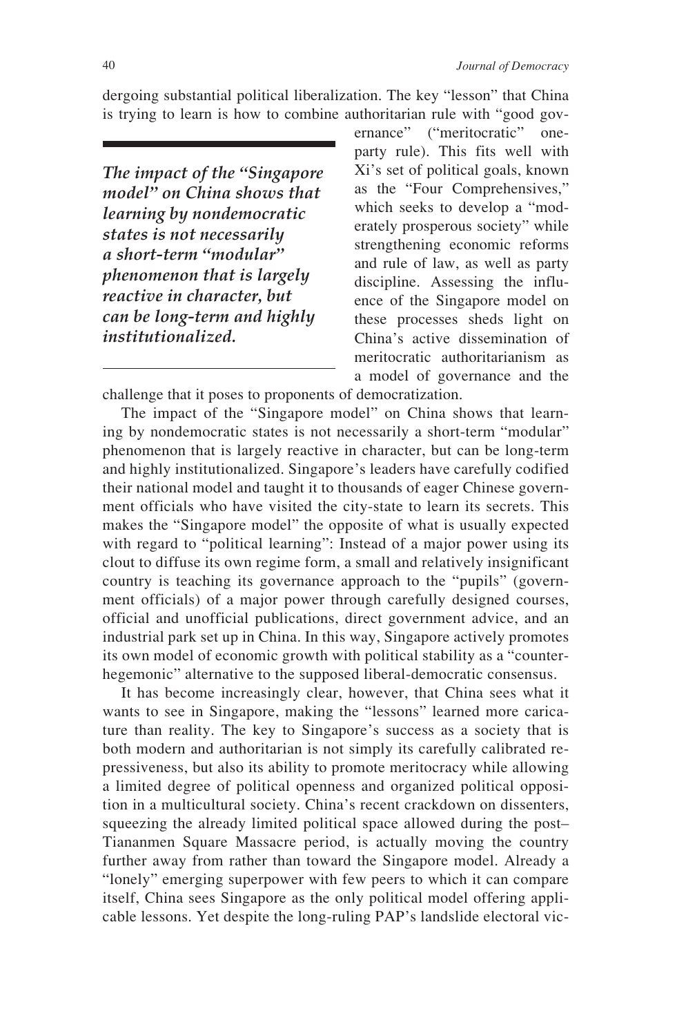dergoing substantial political liberalization. The key "lesson" that China is trying to learn is how to combine authoritarian rule with "good governance" ("meritocratic" one-party rule). This fits well with Xi's set of political goals, known as the "Four Comprehensives," which seeks to develop a "moderately prosperous society" while strengthening economic reforms and rule of law, as well as party discipline. Assessing the influence of the Singapore model on these processes sheds light on China's active dissemination of meritocratic authoritarianism as a model of governance and the challenge that it poses to proponents of democratization.

***The impact of the "Singapore model" on China shows that learning by nondemocratic states is not necessarily a short-term "modular" phenomenon that is largely reactive in character, but can be long-term and highly institutionalized.***

The impact of the "Singapore model" on China shows that learning by nondemocratic states is not necessarily a short-term "modular" phenomenon that is largely reactive in character, but can be long-term and highly institutionalized. Singapore's leaders have carefully codified their national model and taught it to thousands of eager Chinese government officials who have visited the city-state to learn its secrets. This makes the "Singapore model" the opposite of what is usually expected with regard to "political learning": Instead of a major power using its clout to diffuse its own regime form, a small and relatively insignificant country is teaching its governance approach to the "pupils" (government officials) of a major power through carefully designed courses, official and unofficial publications, direct government advice, and an industrial park set up in China. In this way, Singapore actively promotes its own model of economic growth with political stability as a "counter-hegemonic" alternative to the supposed liberal-democratic consensus.

It has become increasingly clear, however, that China sees what it wants to see in Singapore, making the "lessons" learned more caricature than reality. The key to Singapore's success as a society that is both modern and authoritarian is not simply its carefully calibrated repressiveness, but also its ability to promote meritocracy while allowing a limited degree of political openness and organized political opposition in a multicultural society. China's recent crackdown on dissenters, squeezing the already limited political space allowed during the post–Tiananmen Square Massacre period, is actually moving the country further away from rather than toward the Singapore model. Already a "lonely" emerging superpower with few peers to which it can compare itself, China sees Singapore as the only political model offering applicable lessons. Yet despite the long-ruling PAP's landslide electoral vic-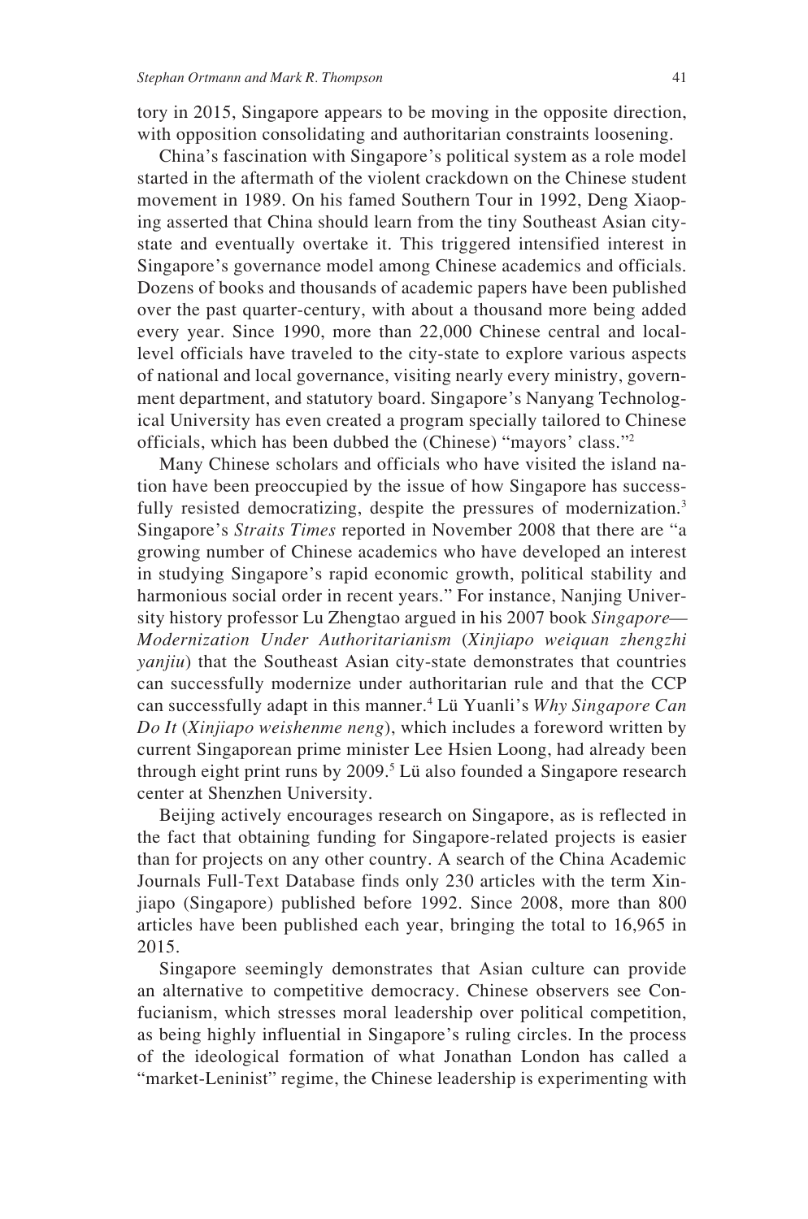tory in 2015, Singapore appears to be moving in the opposite direction, with opposition consolidating and authoritarian constraints loosening.

China's fascination with Singapore's political system as a role model started in the aftermath of the violent crackdown on the Chinese student movement in 1989. On his famed Southern Tour in 1992, Deng Xiaoping asserted that China should learn from the tiny Southeast Asian city-state and eventually overtake it. This triggered intensified interest in Singapore's governance model among Chinese academics and officials. Dozens of books and thousands of academic papers have been published over the past quarter-century, with about a thousand more being added every year. Since 1990, more than 22,000 Chinese central and local-level officials have traveled to the city-state to explore various aspects of national and local governance, visiting nearly every ministry, government department, and statutory board. Singapore's Nanyang Technological University has even created a program specially tailored to Chinese officials, which has been dubbed the (Chinese) "mayors' class."[2]

Many Chinese scholars and officials who have visited the island nation have been preoccupied by the issue of how Singapore has successfully resisted democratizing, despite the pressures of modernization.[3] Singapore's *Straits Times* reported in November 2008 that there are "a growing number of Chinese academics who have developed an interest in studying Singapore's rapid economic growth, political stability and harmonious social order in recent years." For instance, Nanjing University history professor Lu Zhengtao argued in his 2007 book *Singapore—Modernization Under Authoritarianism* (*Xinjiapo weiquan zhengzhi yanjiu*) that the Southeast Asian city-state demonstrates that countries can successfully modernize under authoritarian rule and that the CCP can successfully adapt in this manner.[4] Lü Yuanli's *Why Singapore Can Do It* (*Xinjiapo weishenme neng*), which includes a foreword written by current Singaporean prime minister Lee Hsien Loong, had already been through eight print runs by 2009.[5] Lü also founded a Singapore research center at Shenzhen University.

Beijing actively encourages research on Singapore, as is reflected in the fact that obtaining funding for Singapore-related projects is easier than for projects on any other country. A search of the China Academic Journals Full-Text Database finds only 230 articles with the term Xinjiapo (Singapore) published before 1992. Since 2008, more than 800 articles have been published each year, bringing the total to 16,965 in 2015.

Singapore seemingly demonstrates that Asian culture can provide an alternative to competitive democracy. Chinese observers see Confucianism, which stresses moral leadership over political competition, as being highly influential in Singapore's ruling circles. In the process of the ideological formation of what Jonathan London has called a "market-Leninist" regime, the Chinese leadership is experimenting with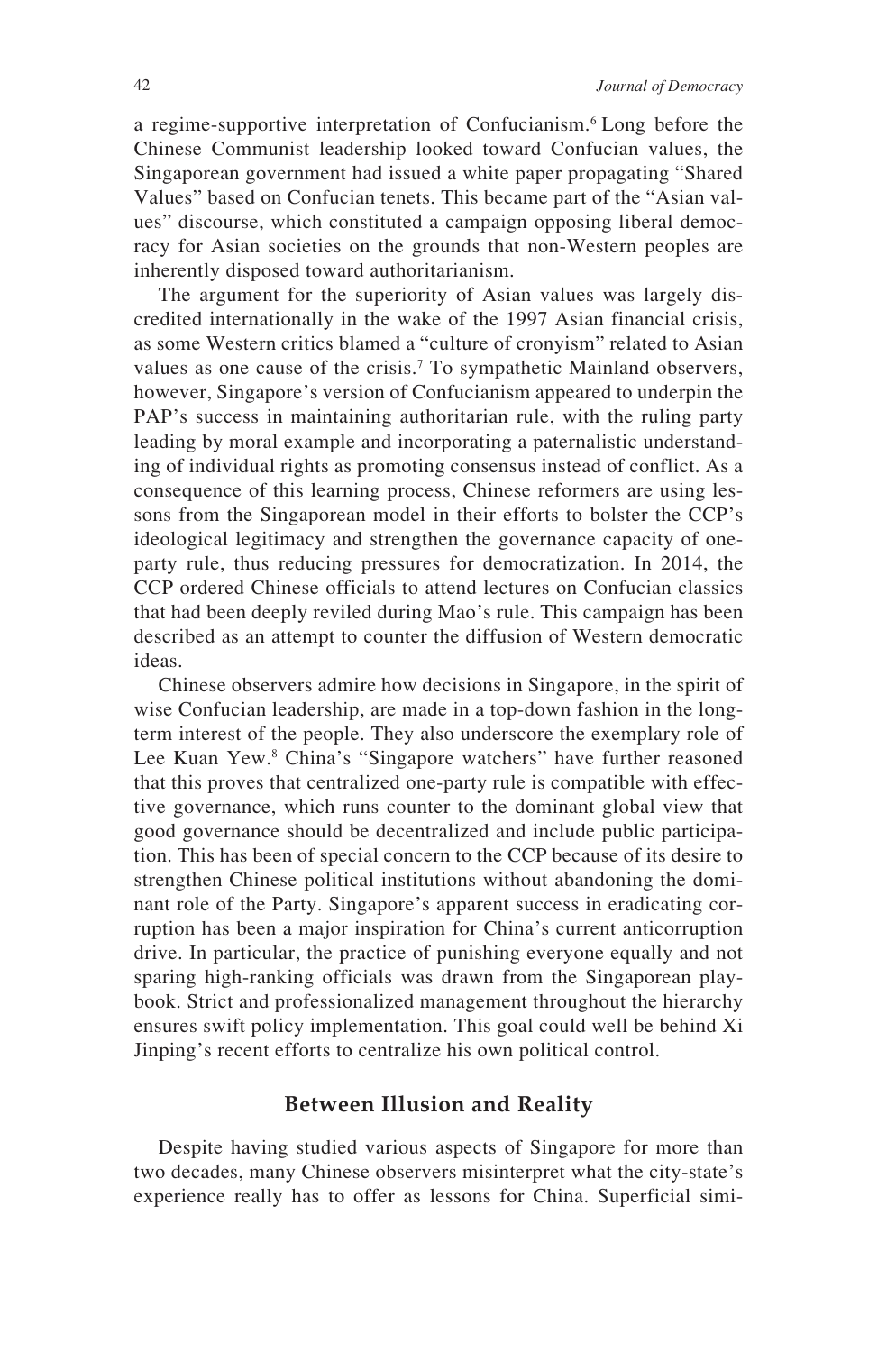a regime-supportive interpretation of Confucianism.[6] Long before the Chinese Communist leadership looked toward Confucian values, the Singaporean government had issued a white paper propagating "Shared Values" based on Confucian tenets. This became part of the "Asian values" discourse, which constituted a campaign opposing liberal democracy for Asian societies on the grounds that non-Western peoples are inherently disposed toward authoritarianism.

The argument for the superiority of Asian values was largely discredited internationally in the wake of the 1997 Asian financial crisis, as some Western critics blamed a "culture of cronyism" related to Asian values as one cause of the crisis.[7] To sympathetic Mainland observers, however, Singapore's version of Confucianism appeared to underpin the PAP's success in maintaining authoritarian rule, with the ruling party leading by moral example and incorporating a paternalistic understanding of individual rights as promoting consensus instead of conflict. As a consequence of this learning process, Chinese reformers are using lessons from the Singaporean model in their efforts to bolster the CCP's ideological legitimacy and strengthen the governance capacity of one-party rule, thus reducing pressures for democratization. In 2014, the CCP ordered Chinese officials to attend lectures on Confucian classics that had been deeply reviled during Mao's rule. This campaign has been described as an attempt to counter the diffusion of Western democratic ideas.

Chinese observers admire how decisions in Singapore, in the spirit of wise Confucian leadership, are made in a top-down fashion in the long-term interest of the people. They also underscore the exemplary role of Lee Kuan Yew.[8] China's "Singapore watchers" have further reasoned that this proves that centralized one-party rule is compatible with effective governance, which runs counter to the dominant global view that good governance should be decentralized and include public participation. This has been of special concern to the CCP because of its desire to strengthen Chinese political institutions without abandoning the dominant role of the Party. Singapore's apparent success in eradicating corruption has been a major inspiration for China's current anticorruption drive. In particular, the practice of punishing everyone equally and not sparing high-ranking officials was drawn from the Singaporean playbook. Strict and professionalized management throughout the hierarchy ensures swift policy implementation. This goal could well be behind Xi Jinping's recent efforts to centralize his own political control.

## Between Illusion and Reality

Despite having studied various aspects of Singapore for more than two decades, many Chinese observers misinterpret what the city-state's experience really has to offer as lessons for China. Superficial simi-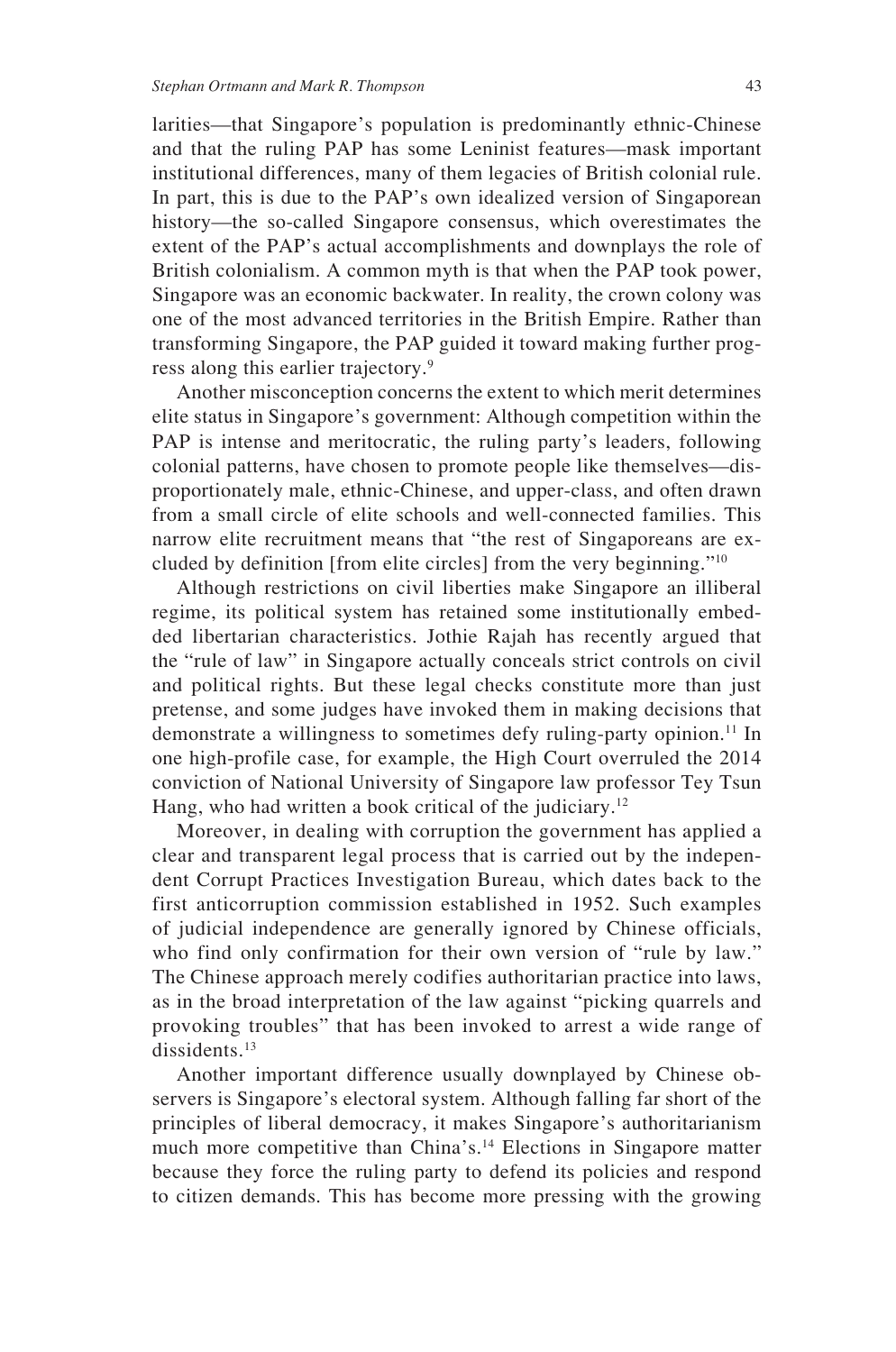larities—that Singapore's population is predominantly ethnic-Chinese and that the ruling PAP has some Leninist features—mask important institutional differences, many of them legacies of British colonial rule. In part, this is due to the PAP's own idealized version of Singaporean history—the so-called Singapore consensus, which overestimates the extent of the PAP's actual accomplishments and downplays the role of British colonialism. A common myth is that when the PAP took power, Singapore was an economic backwater. In reality, the crown colony was one of the most advanced territories in the British Empire. Rather than transforming Singapore, the PAP guided it toward making further progress along this earlier trajectory.[9]

Another misconception concerns the extent to which merit determines elite status in Singapore's government: Although competition within the PAP is intense and meritocratic, the ruling party's leaders, following colonial patterns, have chosen to promote people like themselves—disproportionately male, ethnic-Chinese, and upper-class, and often drawn from a small circle of elite schools and well-connected families. This narrow elite recruitment means that "the rest of Singaporeans are excluded by definition [from elite circles] from the very beginning."[10]

Although restrictions on civil liberties make Singapore an illiberal regime, its political system has retained some institutionally embedded libertarian characteristics. Jothie Rajah has recently argued that the "rule of law" in Singapore actually conceals strict controls on civil and political rights. But these legal checks constitute more than just pretense, and some judges have invoked them in making decisions that demonstrate a willingness to sometimes defy ruling-party opinion.[11] In one high-profile case, for example, the High Court overruled the 2014 conviction of National University of Singapore law professor Tey Tsun Hang, who had written a book critical of the judiciary.[12]

Moreover, in dealing with corruption the government has applied a clear and transparent legal process that is carried out by the independent Corrupt Practices Investigation Bureau, which dates back to the first anticorruption commission established in 1952. Such examples of judicial independence are generally ignored by Chinese officials, who find only confirmation for their own version of "rule by law." The Chinese approach merely codifies authoritarian practice into laws, as in the broad interpretation of the law against "picking quarrels and provoking troubles" that has been invoked to arrest a wide range of dissidents.[13]

Another important difference usually downplayed by Chinese observers is Singapore's electoral system. Although falling far short of the principles of liberal democracy, it makes Singapore's authoritarianism much more competitive than China's.[14] Elections in Singapore matter because they force the ruling party to defend its policies and respond to citizen demands. This has become more pressing with the growing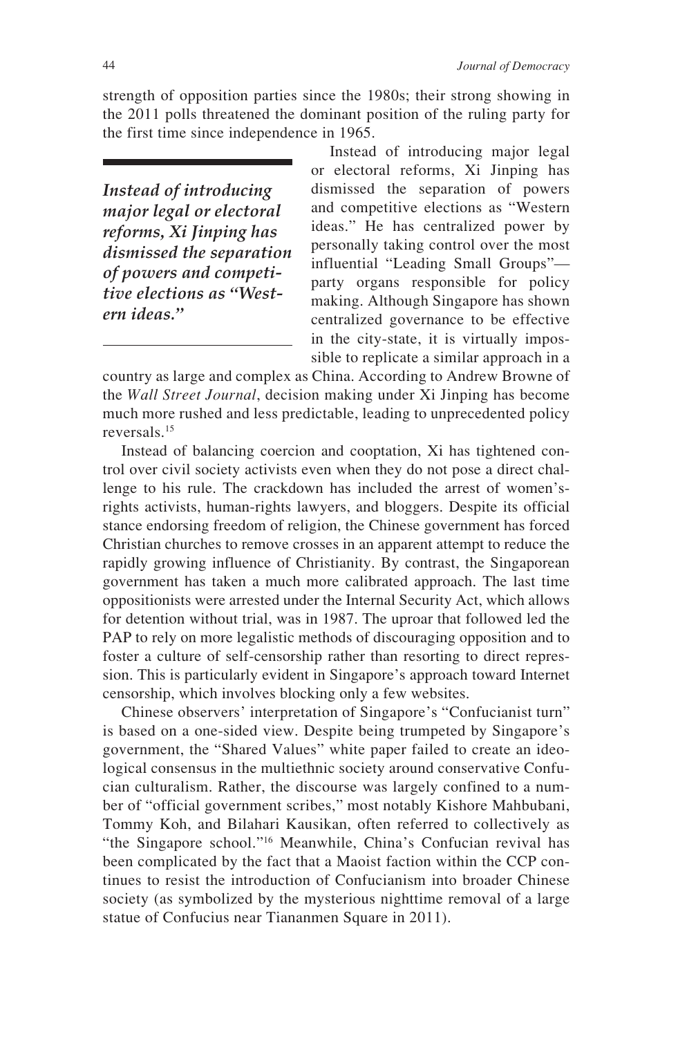strength of opposition parties since the 1980s; their strong showing in the 2011 polls threatened the dominant position of the ruling party for the first time since independence in 1965.

Instead of introducing major legal or electoral reforms, Xi Jinping has dismissed the separation of powers and competitive elections as "Western ideas." He has centralized power by personally taking control over the most influential "Leading Small Groups"—party organs responsible for policy making. Although Singapore has shown centralized governance to be effective in the city-state, it is virtually impossible to replicate a similar approach in a country as large and complex as China. According to Andrew Browne of the *Wall Street Journal*, decision making under Xi Jinping has become much more rushed and less predictable, leading to unprecedented policy reversals.[15]

> *Instead of introducing major legal or electoral reforms, Xi Jinping has dismissed the separation of powers and competitive elections as "Western ideas."*

Instead of balancing coercion and cooptation, Xi has tightened control over civil society activists even when they do not pose a direct challenge to his rule. The crackdown has included the arrest of women's-rights activists, human-rights lawyers, and bloggers. Despite its official stance endorsing freedom of religion, the Chinese government has forced Christian churches to remove crosses in an apparent attempt to reduce the rapidly growing influence of Christianity. By contrast, the Singaporean government has taken a much more calibrated approach. The last time oppositionists were arrested under the Internal Security Act, which allows for detention without trial, was in 1987. The uproar that followed led the PAP to rely on more legalistic methods of discouraging opposition and to foster a culture of self-censorship rather than resorting to direct repression. This is particularly evident in Singapore's approach toward Internet censorship, which involves blocking only a few websites.

Chinese observers' interpretation of Singapore's "Confucianist turn" is based on a one-sided view. Despite being trumpeted by Singapore's government, the "Shared Values" white paper failed to create an ideological consensus in the multiethnic society around conservative Confucian culturalism. Rather, the discourse was largely confined to a number of "official government scribes," most notably Kishore Mahbubani, Tommy Koh, and Bilahari Kausikan, often referred to collectively as "the Singapore school."[16] Meanwhile, China's Confucian revival has been complicated by the fact that a Maoist faction within the CCP continues to resist the introduction of Confucianism into broader Chinese society (as symbolized by the mysterious nighttime removal of a large statue of Confucius near Tiananmen Square in 2011).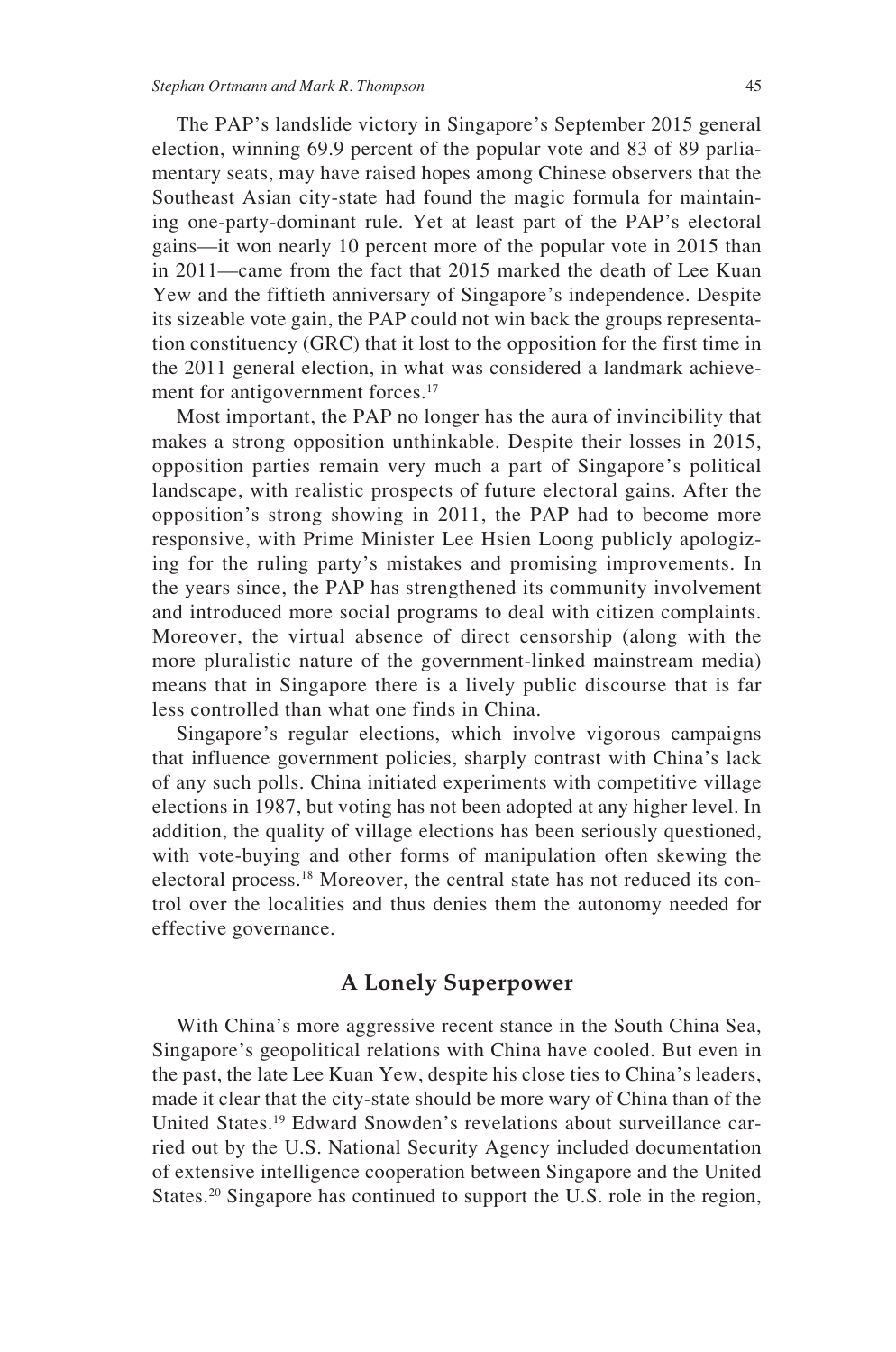The PAP's landslide victory in Singapore's September 2015 general election, winning 69.9 percent of the popular vote and 83 of 89 parliamentary seats, may have raised hopes among Chinese observers that the Southeast Asian city-state had found the magic formula for maintaining one-party-dominant rule. Yet at least part of the PAP's electoral gains—it won nearly 10 percent more of the popular vote in 2015 than in 2011—came from the fact that 2015 marked the death of Lee Kuan Yew and the fiftieth anniversary of Singapore's independence. Despite its sizeable vote gain, the PAP could not win back the groups representation constituency (GRC) that it lost to the opposition for the first time in the 2011 general election, in what was considered a landmark achievement for antigovernment forces.[17]

Most important, the PAP no longer has the aura of invincibility that makes a strong opposition unthinkable. Despite their losses in 2015, opposition parties remain very much a part of Singapore's political landscape, with realistic prospects of future electoral gains. After the opposition's strong showing in 2011, the PAP had to become more responsive, with Prime Minister Lee Hsien Loong publicly apologizing for the ruling party's mistakes and promising improvements. In the years since, the PAP has strengthened its community involvement and introduced more social programs to deal with citizen complaints. Moreover, the virtual absence of direct censorship (along with the more pluralistic nature of the government-linked mainstream media) means that in Singapore there is a lively public discourse that is far less controlled than what one finds in China.

Singapore's regular elections, which involve vigorous campaigns that influence government policies, sharply contrast with China's lack of any such polls. China initiated experiments with competitive village elections in 1987, but voting has not been adopted at any higher level. In addition, the quality of village elections has been seriously questioned, with vote-buying and other forms of manipulation often skewing the electoral process.[18] Moreover, the central state has not reduced its control over the localities and thus denies them the autonomy needed for effective governance.

## A Lonely Superpower

With China's more aggressive recent stance in the South China Sea, Singapore's geopolitical relations with China have cooled. But even in the past, the late Lee Kuan Yew, despite his close ties to China's leaders, made it clear that the city-state should be more wary of China than of the United States.[19] Edward Snowden's revelations about surveillance carried out by the U.S. National Security Agency included documentation of extensive intelligence cooperation between Singapore and the United States.[20] Singapore has continued to support the U.S. role in the region,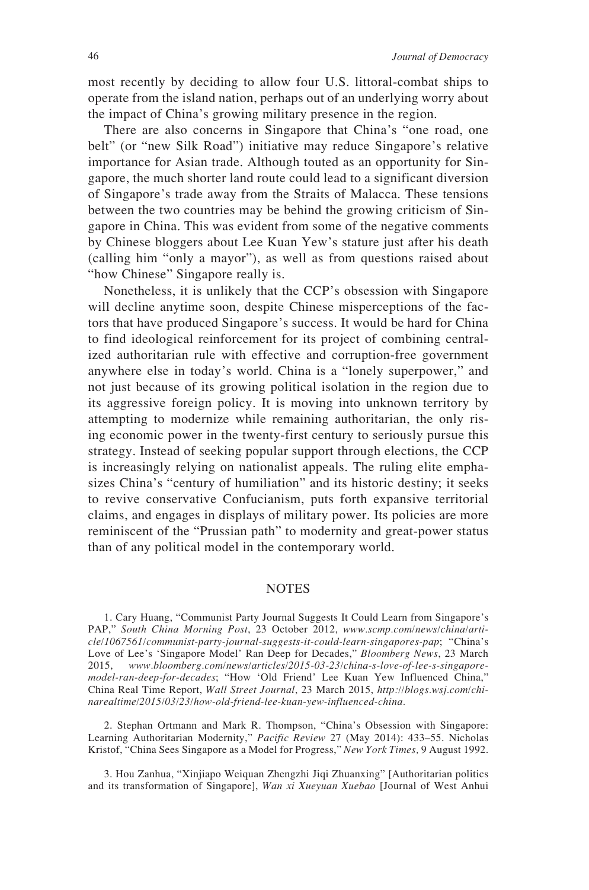most recently by deciding to allow four U.S. littoral-combat ships to operate from the island nation, perhaps out of an underlying worry about the impact of China's growing military presence in the region.

There are also concerns in Singapore that China's "one road, one belt" (or "new Silk Road") initiative may reduce Singapore's relative importance for Asian trade. Although touted as an opportunity for Singapore, the much shorter land route could lead to a significant diversion of Singapore's trade away from the Straits of Malacca. These tensions between the two countries may be behind the growing criticism of Singapore in China. This was evident from some of the negative comments by Chinese bloggers about Lee Kuan Yew's stature just after his death (calling him "only a mayor"), as well as from questions raised about "how Chinese" Singapore really is.

Nonetheless, it is unlikely that the CCP's obsession with Singapore will decline anytime soon, despite Chinese misperceptions of the factors that have produced Singapore's success. It would be hard for China to find ideological reinforcement for its project of combining centralized authoritarian rule with effective and corruption-free government anywhere else in today's world. China is a "lonely superpower," and not just because of its growing political isolation in the region due to its aggressive foreign policy. It is moving into unknown territory by attempting to modernize while remaining authoritarian, the only rising economic power in the twenty-first century to seriously pursue this strategy. Instead of seeking popular support through elections, the CCP is increasingly relying on nationalist appeals. The ruling elite emphasizes China's "century of humiliation" and its historic destiny; it seeks to revive conservative Confucianism, puts forth expansive territorial claims, and engages in displays of military power. Its policies are more reminiscent of the "Prussian path" to modernity and great-power status than of any political model in the contemporary world.

## NOTES

1. Cary Huang, "Communist Party Journal Suggests It Could Learn from Singapore's PAP," *South China Morning Post*, 23 October 2012, *www.scmp.com/news/china/article/1067561/communist-party-journal-suggests-it-could-learn-singapores-pap*; "China's Love of Lee's 'Singapore Model' Ran Deep for Decades," *Bloomberg News*, 23 March 2015, *www.bloomberg.com/news/articles/2015-03-23/china-s-love-of-lee-s-singapore-model-ran-deep-for-decades*; "How 'Old Friend' Lee Kuan Yew Influenced China," China Real Time Report, *Wall Street Journal*, 23 March 2015, *http://blogs.wsj.com/chinarealtime/2015/03/23/how-old-friend-lee-kuan-yew-influenced-china*.

2. Stephan Ortmann and Mark R. Thompson, "China's Obsession with Singapore: Learning Authoritarian Modernity," *Pacific Review* 27 (May 2014): 433–55. Nicholas Kristof, "China Sees Singapore as a Model for Progress," *New York Times,* 9 August 1992.

3. Hou Zanhua, "Xinjiapo Weiquan Zhengzhi Jiqi Zhuanxing" [Authoritarian politics and its transformation of Singapore], *Wan xi Xueyuan Xuebao* [Journal of West Anhui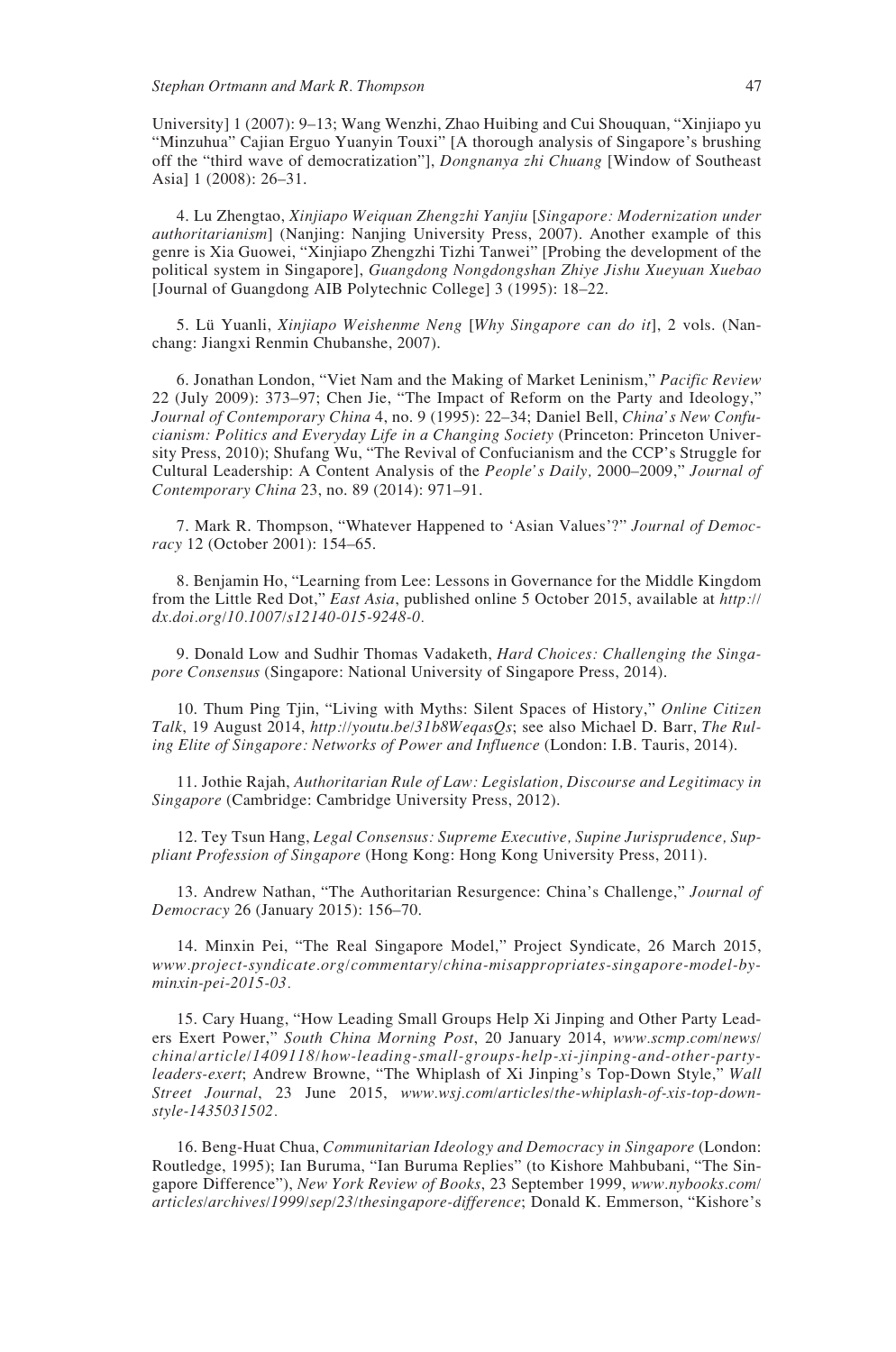University] 1 (2007): 9–13; Wang Wenzhi, Zhao Huibing and Cui Shouquan, "Xinjiapo yu "Minzuhua" Cajian Erguo Yuanyin Touxi" [A thorough analysis of Singapore's brushing off the "third wave of democratization"], *Dongnanya zhi Chuang* [Window of Southeast Asia] 1 (2008): 26–31.

4. Lu Zhengtao, *Xinjiapo Weiquan Zhengzhi Yanjiu* [*Singapore: Modernization under authoritarianism*] (Nanjing: Nanjing University Press, 2007). Another example of this genre is Xia Guowei, "Xinjiapo Zhengzhi Tizhi Tanwei" [Probing the development of the political system in Singapore], *Guangdong Nongdongshan Zhiye Jishu Xueyuan Xuebao* [Journal of Guangdong AIB Polytechnic College] 3 (1995): 18–22.

5. Lü Yuanli, *Xinjiapo Weishenme Neng* [*Why Singapore can do it*], 2 vols. (Nanchang: Jiangxi Renmin Chubanshe, 2007).

6. Jonathan London, "Viet Nam and the Making of Market Leninism," *Pacific Review* 22 (July 2009): 373–97; Chen Jie, "The Impact of Reform on the Party and Ideology," *Journal of Contemporary China* 4, no. 9 (1995): 22–34; Daniel Bell, *China's New Confucianism: Politics and Everyday Life in a Changing Society* (Princeton: Princeton University Press, 2010); Shufang Wu, "The Revival of Confucianism and the CCP's Struggle for Cultural Leadership: A Content Analysis of the *People's Daily,* 2000–2009," *Journal of Contemporary China* 23, no. 89 (2014): 971–91.

7. Mark R. Thompson, "Whatever Happened to 'Asian Values'?" *Journal of Democracy* 12 (October 2001): 154–65.

8. Benjamin Ho, "Learning from Lee: Lessons in Governance for the Middle Kingdom from the Little Red Dot," *East Asia*, published online 5 October 2015, available at *http://dx.doi.org/10.1007/s12140-015-9248-0*.

9. Donald Low and Sudhir Thomas Vadaketh, *Hard Choices: Challenging the Singapore Consensus* (Singapore: National University of Singapore Press, 2014).

10. Thum Ping Tjin, "Living with Myths: Silent Spaces of History," *Online Citizen Talk*, 19 August 2014, *http://youtu.be/31b8WeqasQs*; see also Michael D. Barr, *The Ruling Elite of Singapore: Networks of Power and Influence* (London: I.B. Tauris, 2014).

11. Jothie Rajah, *Authoritarian Rule of Law: Legislation, Discourse and Legitimacy in Singapore* (Cambridge: Cambridge University Press, 2012).

12. Tey Tsun Hang, *Legal Consensus: Supreme Executive, Supine Jurisprudence, Suppliant Profession of Singapore* (Hong Kong: Hong Kong University Press, 2011).

13. Andrew Nathan, "The Authoritarian Resurgence: China's Challenge," *Journal of Democracy* 26 (January 2015): 156–70.

14. Minxin Pei, "The Real Singapore Model," Project Syndicate, 26 March 2015, *www.project-syndicate.org/commentary/china-misappropriates-singapore-model-by-minxin-pei-2015-03*.

15. Cary Huang, "How Leading Small Groups Help Xi Jinping and Other Party Leaders Exert Power," *South China Morning Post*, 20 January 2014, *www.scmp.com/news/china/article/1409118/how-leading-small-groups-help-xi-jinping-and-other-party-leaders-exert*; Andrew Browne, "The Whiplash of Xi Jinping's Top-Down Style," *Wall Street Journal*, 23 June 2015, *www.wsj.com/articles/the-whiplash-of-xis-top-down-style-1435031502*.

16. Beng-Huat Chua, *Communitarian Ideology and Democracy in Singapore* (London: Routledge, 1995); Ian Buruma, "Ian Buruma Replies" (to Kishore Mahbubani, "The Singapore Difference"), *New York Review of Books*, 23 September 1999, *www.nybooks.com/articles/archives/1999/sep/23/thesingapore-difference*; Donald K. Emmerson, "Kishore's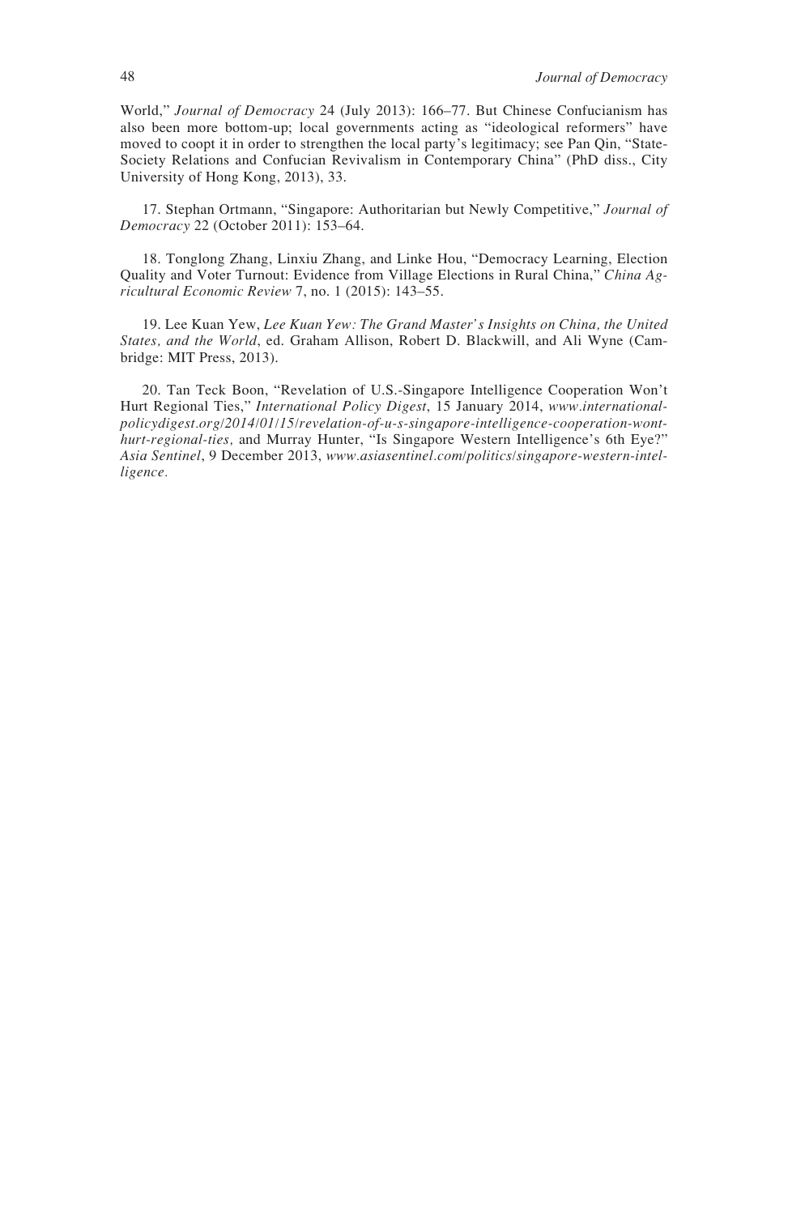World," *Journal of Democracy* 24 (July 2013): 166–77. But Chinese Confucianism has also been more bottom-up; local governments acting as "ideological reformers" have moved to coopt it in order to strengthen the local party's legitimacy; see Pan Qin, "State-Society Relations and Confucian Revivalism in Contemporary China" (PhD diss., City University of Hong Kong, 2013), 33.

17. Stephan Ortmann, "Singapore: Authoritarian but Newly Competitive," *Journal of Democracy* 22 (October 2011): 153–64.

18. Tonglong Zhang, Linxiu Zhang, and Linke Hou, "Democracy Learning, Election Quality and Voter Turnout: Evidence from Village Elections in Rural China," *China Agricultural Economic Review* 7, no. 1 (2015): 143–55.

19. Lee Kuan Yew, *Lee Kuan Yew: The Grand Master's Insights on China, the United States, and the World*, ed. Graham Allison, Robert D. Blackwill, and Ali Wyne (Cambridge: MIT Press, 2013).

20. Tan Teck Boon, "Revelation of U.S.-Singapore Intelligence Cooperation Won't Hurt Regional Ties," *International Policy Digest*, 15 January 2014, *www.internationalpolicydigest.org/2014/01/15/revelation-of-u-s-singapore-intelligence-cooperation-wont-hurt-regional-ties,* and Murray Hunter, "Is Singapore Western Intelligence's 6th Eye?" *Asia Sentinel*, 9 December 2013, *www.asiasentinel.com/politics/singapore-western-intelligence.*